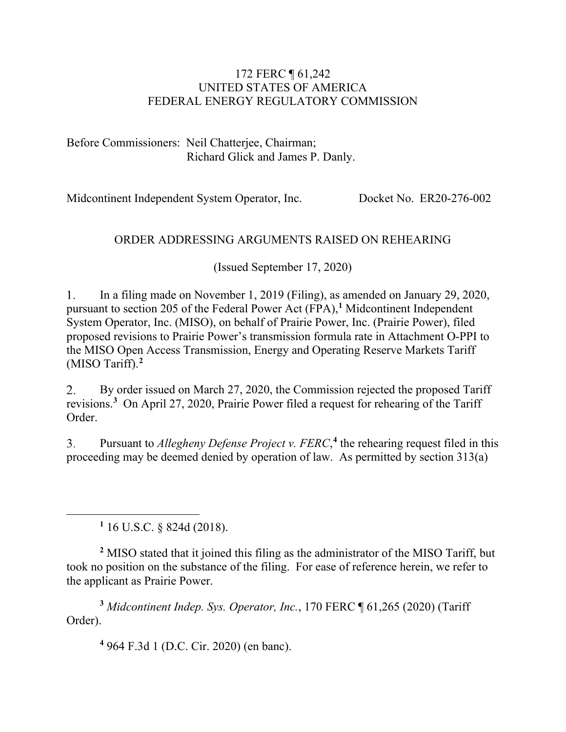172 FERC ¶ 61,242
UNITED STATES OF AMERICA
FEDERAL ENERGY REGULATORY COMMISSION

Before Commissioners: Neil Chatterjee, Chairman;
Richard Glick and James P. Danly.

Midcontinent Independent System Operator, Inc. Docket No. ER20-276-002

ORDER ADDRESSING ARGUMENTS RAISED ON REHEARING

(Issued September 17, 2020)

1. In a filing made on November 1, 2019 (Filing), as amended on January 29, 2020, pursuant to section 205 of the Federal Power Act (FPA),[1] Midcontinent Independent System Operator, Inc. (MISO), on behalf of Prairie Power, Inc. (Prairie Power), filed proposed revisions to Prairie Power's transmission formula rate in Attachment O-PPI to the MISO Open Access Transmission, Energy and Operating Reserve Markets Tariff (MISO Tariff).[2]

2. By order issued on March 27, 2020, the Commission rejected the proposed Tariff revisions.[3] On April 27, 2020, Prairie Power filed a request for rehearing of the Tariff Order.

3. Pursuant to *Allegheny Defense Project v. FERC*,[4] the rehearing request filed in this proceeding may be deemed denied by operation of law. As permitted by section 313(a)

[1] 16 U.S.C. § 824d (2018).

[2] MISO stated that it joined this filing as the administrator of the MISO Tariff, but took no position on the substance of the filing. For ease of reference herein, we refer to the applicant as Prairie Power.

[3] *Midcontinent Indep. Sys. Operator, Inc.*, 170 FERC ¶ 61,265 (2020) (Tariff Order).

[4] 964 F.3d 1 (D.C. Cir. 2020) (en banc).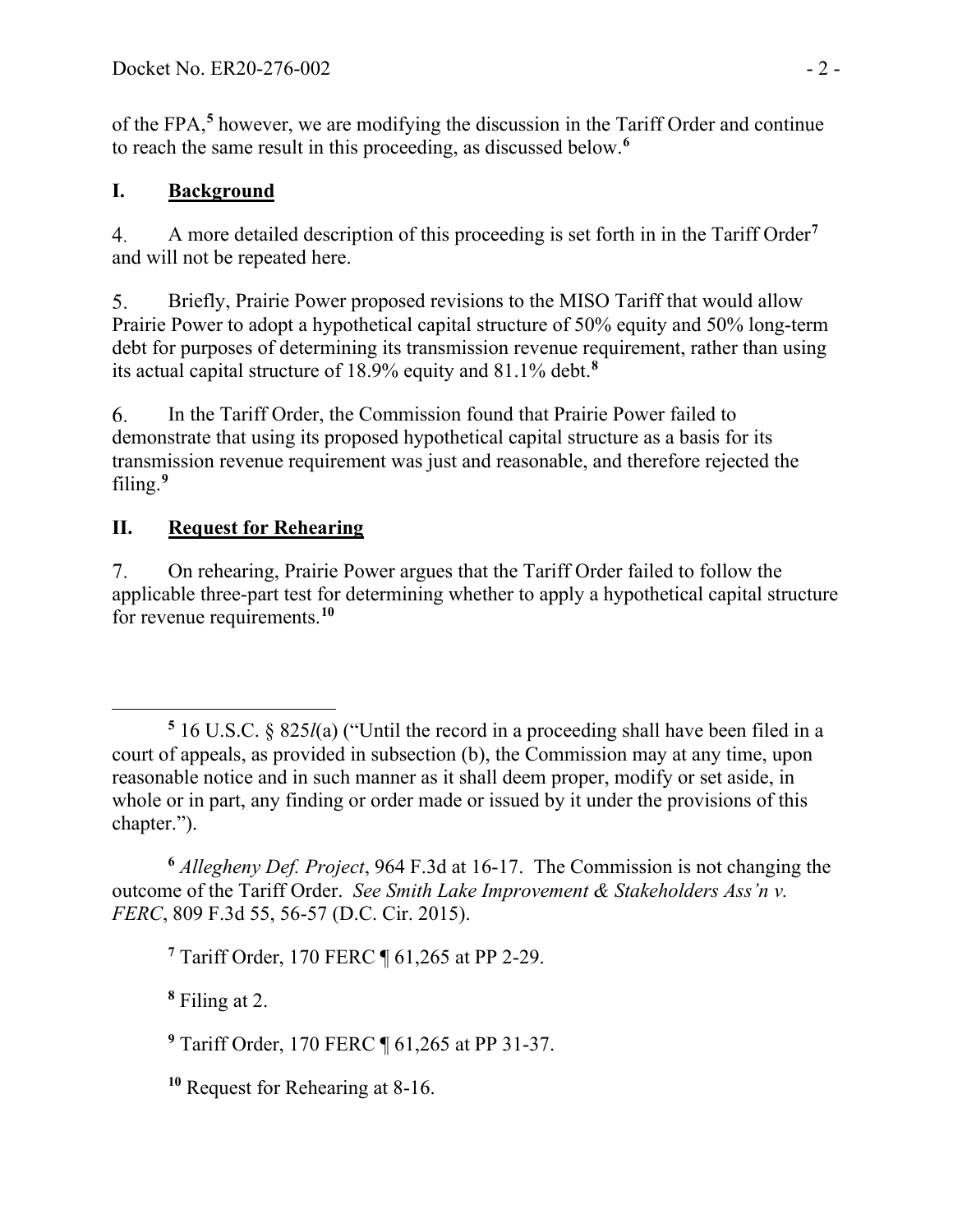of the FPA,[5] however, we are modifying the discussion in the Tariff Order and continue to reach the same result in this proceeding, as discussed below.[6]

## I. Background

4. A more detailed description of this proceeding is set forth in in the Tariff Order[7] and will not be repeated here.

5. Briefly, Prairie Power proposed revisions to the MISO Tariff that would allow Prairie Power to adopt a hypothetical capital structure of 50% equity and 50% long-term debt for purposes of determining its transmission revenue requirement, rather than using its actual capital structure of 18.9% equity and 81.1% debt.[8]

6. In the Tariff Order, the Commission found that Prairie Power failed to demonstrate that using its proposed hypothetical capital structure as a basis for its transmission revenue requirement was just and reasonable, and therefore rejected the filing.[9]

## II. Request for Rehearing

7. On rehearing, Prairie Power argues that the Tariff Order failed to follow the applicable three-part test for determining whether to apply a hypothetical capital structure for revenue requirements.[10]

---

[5] 16 U.S.C. § 825*l*(a) ("Until the record in a proceeding shall have been filed in a court of appeals, as provided in subsection (b), the Commission may at any time, upon reasonable notice and in such manner as it shall deem proper, modify or set aside, in whole or in part, any finding or order made or issued by it under the provisions of this chapter.").

[6] *Allegheny Def. Project*, 964 F.3d at 16-17. The Commission is not changing the outcome of the Tariff Order. *See Smith Lake Improvement & Stakeholders Ass'n v. FERC*, 809 F.3d 55, 56-57 (D.C. Cir. 2015).

[7] Tariff Order, 170 FERC ¶ 61,265 at PP 2-29.

[8] Filing at 2.

[9] Tariff Order, 170 FERC ¶ 61,265 at PP 31-37.

[10] Request for Rehearing at 8-16.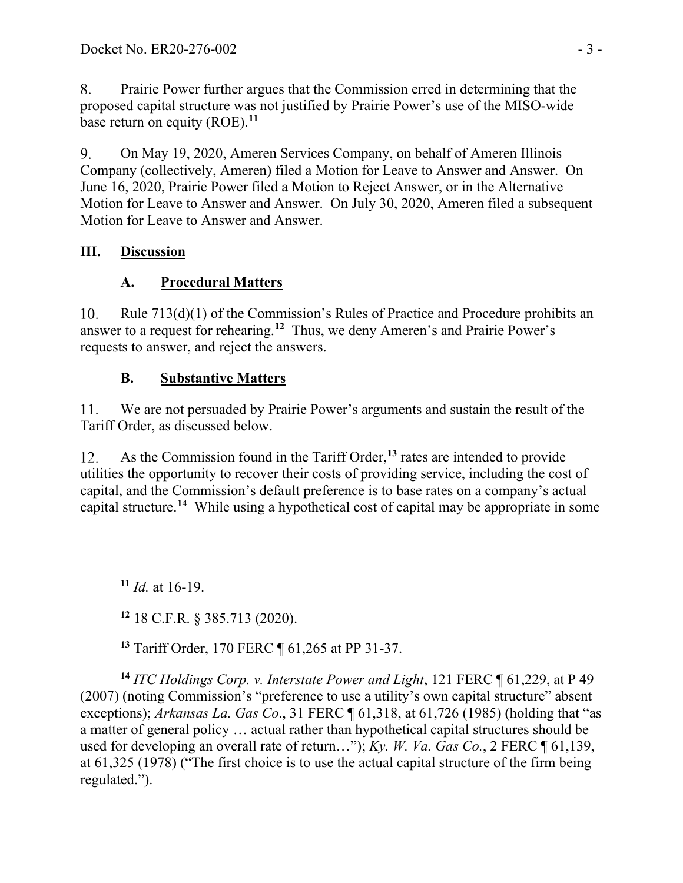8. Prairie Power further argues that the Commission erred in determining that the proposed capital structure was not justified by Prairie Power's use of the MISO-wide base return on equity (ROE).[11]

9. On May 19, 2020, Ameren Services Company, on behalf of Ameren Illinois Company (collectively, Ameren) filed a Motion for Leave to Answer and Answer. On June 16, 2020, Prairie Power filed a Motion to Reject Answer, or in the Alternative Motion for Leave to Answer and Answer. On July 30, 2020, Ameren filed a subsequent Motion for Leave to Answer and Answer.

## III. Discussion

### A. Procedural Matters

10. Rule 713(d)(1) of the Commission's Rules of Practice and Procedure prohibits an answer to a request for rehearing.[12] Thus, we deny Ameren's and Prairie Power's requests to answer, and reject the answers.

### B. Substantive Matters

11. We are not persuaded by Prairie Power's arguments and sustain the result of the Tariff Order, as discussed below.

12. As the Commission found in the Tariff Order,[13] rates are intended to provide utilities the opportunity to recover their costs of providing service, including the cost of capital, and the Commission's default preference is to base rates on a company's actual capital structure.[14] While using a hypothetical cost of capital may be appropriate in some

---

[11] *Id.* at 16-19.

[12] 18 C.F.R. § 385.713 (2020).

[13] Tariff Order, 170 FERC ¶ 61,265 at PP 31-37.

[14] *ITC Holdings Corp. v. Interstate Power and Light*, 121 FERC ¶ 61,229, at P 49 (2007) (noting Commission's "preference to use a utility's own capital structure" absent exceptions); *Arkansas La. Gas Co*., 31 FERC ¶ 61,318, at 61,726 (1985) (holding that "as a matter of general policy … actual rather than hypothetical capital structures should be used for developing an overall rate of return…"); *Ky. W. Va. Gas Co.*, 2 FERC ¶ 61,139, at 61,325 (1978) ("The first choice is to use the actual capital structure of the firm being regulated.").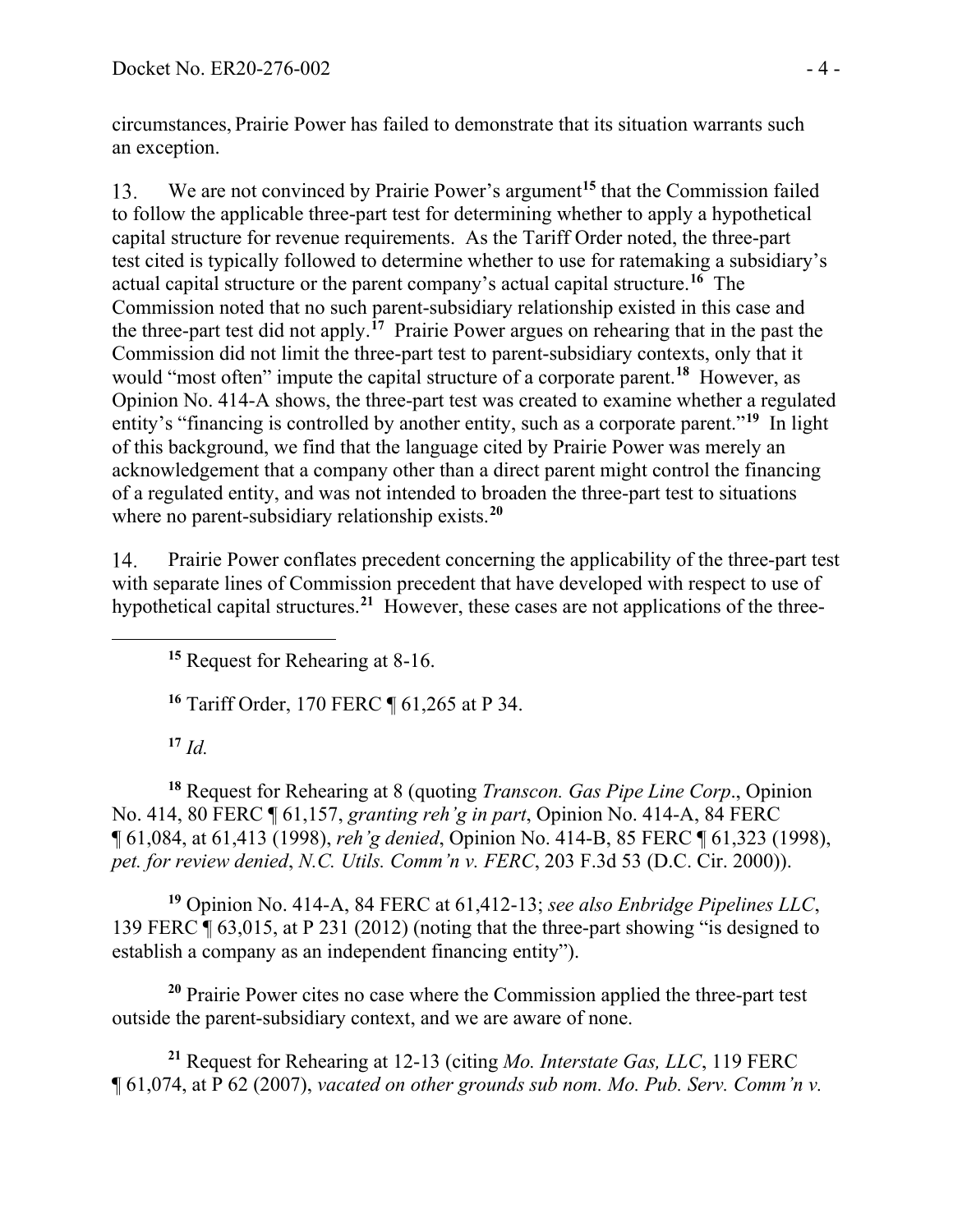circumstances, Prairie Power has failed to demonstrate that its situation warrants such an exception.

13. We are not convinced by Prairie Power's argument[15] that the Commission failed to follow the applicable three-part test for determining whether to apply a hypothetical capital structure for revenue requirements. As the Tariff Order noted, the three-part test cited is typically followed to determine whether to use for ratemaking a subsidiary's actual capital structure or the parent company's actual capital structure.[16] The Commission noted that no such parent-subsidiary relationship existed in this case and the three-part test did not apply.[17] Prairie Power argues on rehearing that in the past the Commission did not limit the three-part test to parent-subsidiary contexts, only that it would "most often" impute the capital structure of a corporate parent.[18] However, as Opinion No. 414-A shows, the three-part test was created to examine whether a regulated entity's "financing is controlled by another entity, such as a corporate parent."[19] In light of this background, we find that the language cited by Prairie Power was merely an acknowledgement that a company other than a direct parent might control the financing of a regulated entity, and was not intended to broaden the three-part test to situations where no parent-subsidiary relationship exists.[20]

14. Prairie Power conflates precedent concerning the applicability of the three-part test with separate lines of Commission precedent that have developed with respect to use of hypothetical capital structures.[21] However, these cases are not applications of the three-

---

[15] Request for Rehearing at 8-16.

[16] Tariff Order, 170 FERC ¶ 61,265 at P 34.

[17] *Id.*

[18] Request for Rehearing at 8 (quoting *Transcon. Gas Pipe Line Corp*., Opinion No. 414, 80 FERC ¶ 61,157, *granting reh'g in part*, Opinion No. 414-A, 84 FERC ¶ 61,084, at 61,413 (1998), *reh'g denied*, Opinion No. 414-B, 85 FERC ¶ 61,323 (1998), *pet. for review denied*, *N.C. Utils. Comm'n v. FERC*, 203 F.3d 53 (D.C. Cir. 2000)).

[19] Opinion No. 414-A, 84 FERC at 61,412-13; *see also Enbridge Pipelines LLC*, 139 FERC ¶ 63,015, at P 231 (2012) (noting that the three-part showing "is designed to establish a company as an independent financing entity").

[20] Prairie Power cites no case where the Commission applied the three-part test outside the parent-subsidiary context, and we are aware of none.

[21] Request for Rehearing at 12-13 (citing *Mo. Interstate Gas, LLC*, 119 FERC ¶ 61,074, at P 62 (2007), *vacated on other grounds sub nom. Mo. Pub. Serv. Comm'n v.*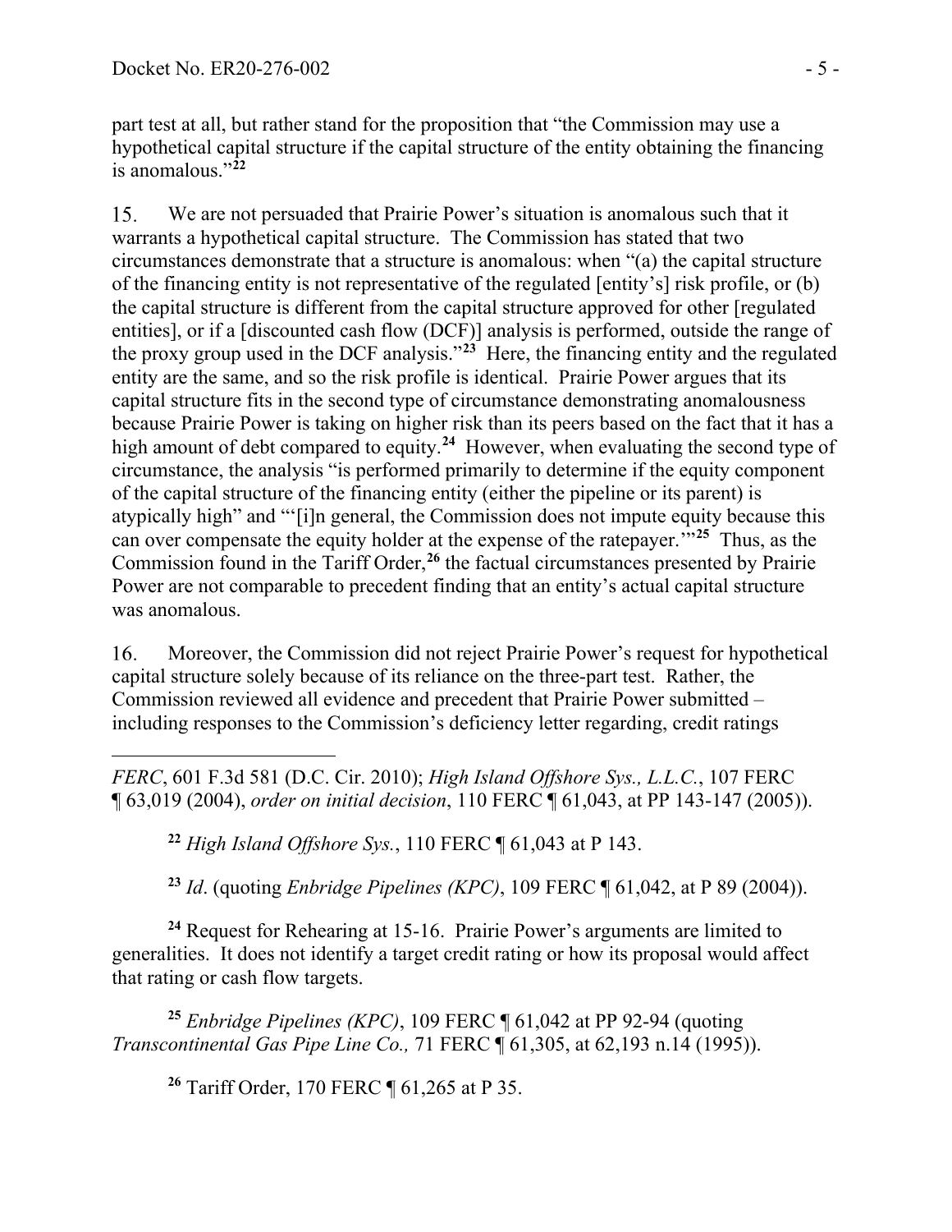part test at all, but rather stand for the proposition that "the Commission may use a hypothetical capital structure if the capital structure of the entity obtaining the financing is anomalous."[22]

15. We are not persuaded that Prairie Power's situation is anomalous such that it warrants a hypothetical capital structure. The Commission has stated that two circumstances demonstrate that a structure is anomalous: when "(a) the capital structure of the financing entity is not representative of the regulated [entity's] risk profile, or (b) the capital structure is different from the capital structure approved for other [regulated entities], or if a [discounted cash flow (DCF)] analysis is performed, outside the range of the proxy group used in the DCF analysis."[23] Here, the financing entity and the regulated entity are the same, and so the risk profile is identical. Prairie Power argues that its capital structure fits in the second type of circumstance demonstrating anomalousness because Prairie Power is taking on higher risk than its peers based on the fact that it has a high amount of debt compared to equity.[24] However, when evaluating the second type of circumstance, the analysis "is performed primarily to determine if the equity component of the capital structure of the financing entity (either the pipeline or its parent) is atypically high" and "'[i]n general, the Commission does not impute equity because this can over compensate the equity holder at the expense of the ratepayer.'"[25] Thus, as the Commission found in the Tariff Order,[26] the factual circumstances presented by Prairie Power are not comparable to precedent finding that an entity's actual capital structure was anomalous.

16. Moreover, the Commission did not reject Prairie Power's request for hypothetical capital structure solely because of its reliance on the three-part test. Rather, the Commission reviewed all evidence and precedent that Prairie Power submitted – including responses to the Commission's deficiency letter regarding, credit ratings

---

*FERC*, 601 F.3d 581 (D.C. Cir. 2010); *High Island Offshore Sys., L.L.C.*, 107 FERC ¶ 63,019 (2004), *order on initial decision*, 110 FERC ¶ 61,043, at PP 143-147 (2005)).

[22] *High Island Offshore Sys.*, 110 FERC ¶ 61,043 at P 143.

[23] *Id*. (quoting *Enbridge Pipelines (KPC)*, 109 FERC ¶ 61,042, at P 89 (2004)).

[24] Request for Rehearing at 15-16. Prairie Power's arguments are limited to generalities. It does not identify a target credit rating or how its proposal would affect that rating or cash flow targets.

[25] *Enbridge Pipelines (KPC)*, 109 FERC ¶ 61,042 at PP 92-94 (quoting *Transcontinental Gas Pipe Line Co.,* 71 FERC ¶ 61,305, at 62,193 n.14 (1995)).

[26] Tariff Order, 170 FERC ¶ 61,265 at P 35.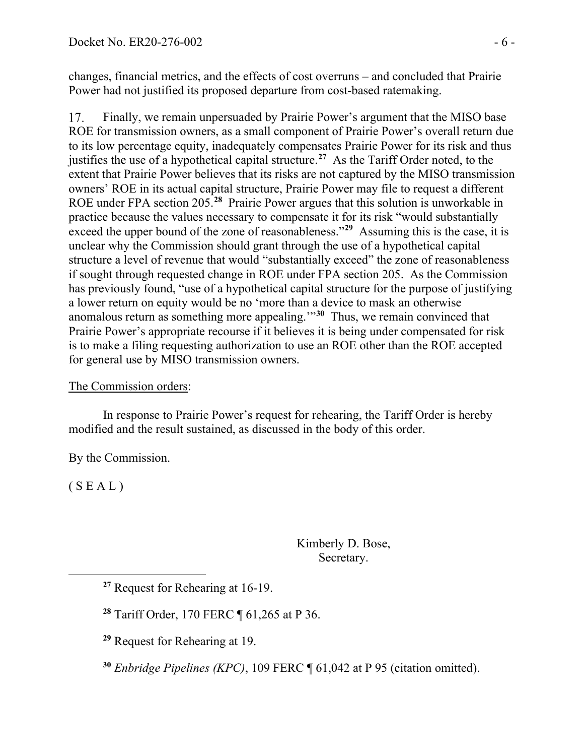changes, financial metrics, and the effects of cost overruns – and concluded that Prairie Power had not justified its proposed departure from cost-based ratemaking.

17. Finally, we remain unpersuaded by Prairie Power's argument that the MISO base ROE for transmission owners, as a small component of Prairie Power's overall return due to its low percentage equity, inadequately compensates Prairie Power for its risk and thus justifies the use of a hypothetical capital structure.[27] As the Tariff Order noted, to the extent that Prairie Power believes that its risks are not captured by the MISO transmission owners' ROE in its actual capital structure, Prairie Power may file to request a different ROE under FPA section 205.[28] Prairie Power argues that this solution is unworkable in practice because the values necessary to compensate it for its risk "would substantially exceed the upper bound of the zone of reasonableness."[29] Assuming this is the case, it is unclear why the Commission should grant through the use of a hypothetical capital structure a level of revenue that would "substantially exceed" the zone of reasonableness if sought through requested change in ROE under FPA section 205. As the Commission has previously found, "use of a hypothetical capital structure for the purpose of justifying a lower return on equity would be no 'more than a device to mask an otherwise anomalous return as something more appealing.'"[30] Thus, we remain convinced that Prairie Power's appropriate recourse if it believes it is being under compensated for risk is to make a filing requesting authorization to use an ROE other than the ROE accepted for general use by MISO transmission owners.

<u>The Commission orders</u>:

In response to Prairie Power's request for rehearing, the Tariff Order is hereby modified and the result sustained, as discussed in the body of this order.

By the Commission.

( S E A L )

Kimberly D. Bose,
Secretary.

---

[27] Request for Rehearing at 16-19.

[28] Tariff Order, 170 FERC ¶ 61,265 at P 36.

[29] Request for Rehearing at 19.

[30] *Enbridge Pipelines (KPC)*, 109 FERC ¶ 61,042 at P 95 (citation omitted).